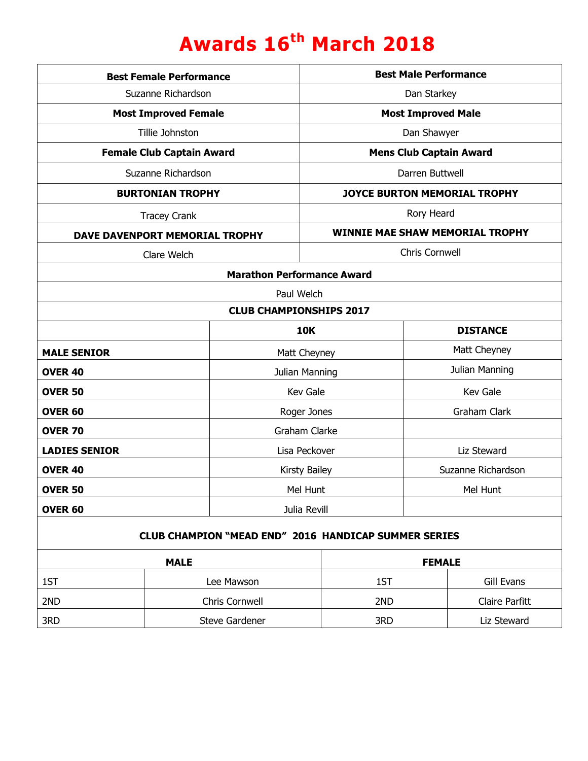# Awards 16th March 2018

| Best Female Performance | Best Male Performance |
|---|---|
| Suzanne Richardson | Dan Starkey |
| **Most Improved Female** | **Most Improved Male** |
| Tillie Johnston | Dan Shawyer |
| **Female Club Captain Award** | **Mens Club Captain Award** |
| Suzanne Richardson | Darren Buttwell |
| **BURTONIAN TROPHY** | **JOYCE BURTON MEMORIAL TROPHY** |
| Tracey Crank | Rory Heard |
| **DAVE DAVENPORT MEMORIAL TROPHY** | **WINNIE MAE SHAW MEMORIAL TROPHY** |
| Clare Welch | Chris Cornwell |

**Marathon Performance Award**

Paul Welch

**CLUB CHAMPIONSHIPS 2017**

| | 10K | DISTANCE |
|---|---|---|
| **MALE SENIOR** | Matt Cheyney | Matt Cheyney |
| **OVER 40** | Julian Manning | Julian Manning |
| **OVER 50** | Kev Gale | Kev Gale |
| **OVER 60** | Roger Jones | Graham Clark |
| **OVER 70** | Graham Clarke | |
| **LADIES SENIOR** | Lisa Peckover | Liz Steward |
| **OVER 40** | Kirsty Bailey | Suzanne Richardson |
| **OVER 50** | Mel Hunt | Mel Hunt |
| **OVER 60** | Julia Revill | |

**CLUB CHAMPION "MEAD END" 2016 HANDICAP SUMMER SERIES**

| MALE | | FEMALE | |
|---|---|---|---|
| 1ST | Lee Mawson | 1ST | Gill Evans |
| 2ND | Chris Cornwell | 2ND | Claire Parfitt |
| 3RD | Steve Gardener | 3RD | Liz Steward |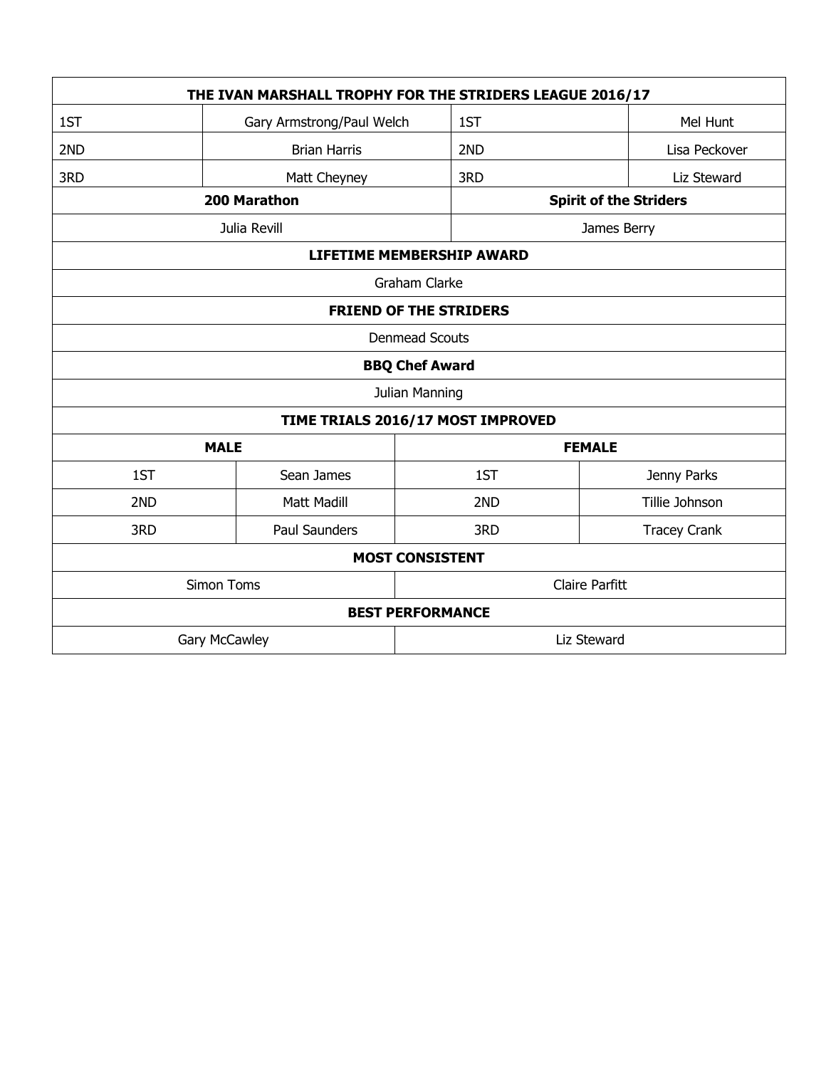| THE IVAN MARSHALL TROPHY FOR THE STRIDERS LEAGUE 2016/17 | | | |
|---|---|---|---|
| 1ST | Gary Armstrong/Paul Welch | 1ST | Mel Hunt |
| 2ND | Brian Harris | 2ND | Lisa Peckover |
| 3RD | Matt Cheyney | 3RD | Liz Steward |

| **200 Marathon** | **Spirit of the Striders** |
|---|---|
| Julia Revill | James Berry |

| **LIFETIME MEMBERSHIP AWARD** |
|---|
| Graham Clarke |
| **FRIEND OF THE STRIDERS** |
| Denmead Scouts |
| **BBQ Chef Award** |
| Julian Manning |

| TIME TRIALS 2016/17 MOST IMPROVED | | | |
|---|---|---|---|
| **MALE** | | **FEMALE** | |
| 1ST | Sean James | 1ST | Jenny Parks |
| 2ND | Matt Madill | 2ND | Tillie Johnson |
| 3RD | Paul Saunders | 3RD | Tracey Crank |
| **MOST CONSISTENT** | | | |
| Simon Toms | | Claire Parfitt | |
| **BEST PERFORMANCE** | | | |
| Gary McCawley | | Liz Steward | |